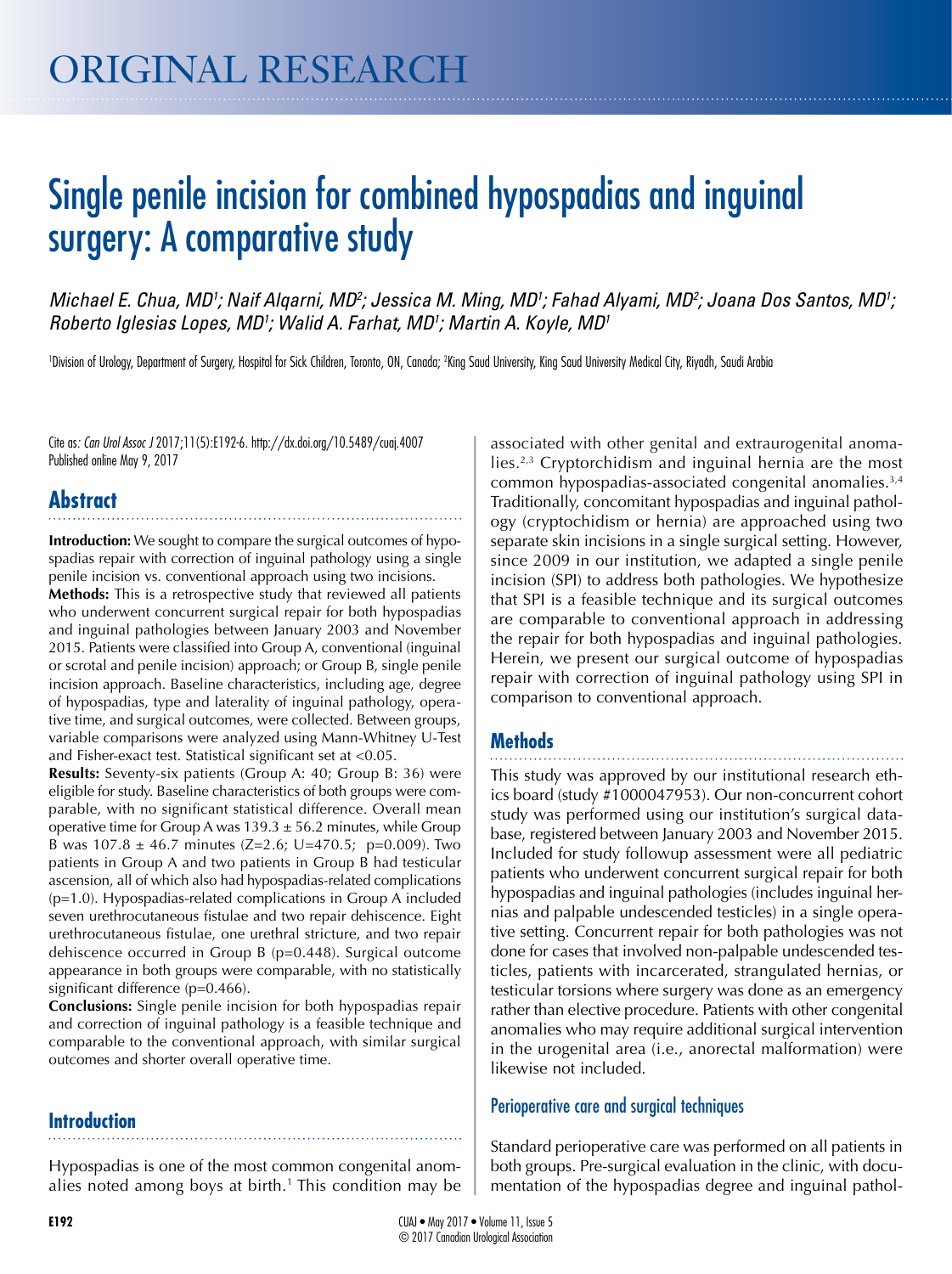# ORIGINAL RESEARCH

# Single penile incision for combined hypospadias and inguinal surgery: A comparative study

*Michael E. Chua, MD[1]; Naif Alqarni, MD[2]; Jessica M. Ming, MD[1]; Fahad Alyami, MD[2]; Joana Dos Santos, MD[1]; Roberto Iglesias Lopes, MD[1]; Walid A. Farhat, MD[1]; Martin A. Koyle, MD[1]*

[1]Division of Urology, Department of Surgery, Hospital for Sick Children, Toronto, ON, Canada; [2]King Saud University, King Saud University Medical City, Riyadh, Saudi Arabia

Cite as: *Can Urol Assoc J* 2017;11(5):E192-6. http://dx.doi.org/10.5489/cuaj.4007
Published online May 9, 2017

## Abstract

**Introduction:** We sought to compare the surgical outcomes of hypospadias repair with correction of inguinal pathology using a single penile incision vs. conventional approach using two incisions.

**Methods:** This is a retrospective study that reviewed all patients who underwent concurrent surgical repair for both hypospadias and inguinal pathologies between January 2003 and November 2015. Patients were classified into Group A, conventional (inguinal or scrotal and penile incision) approach; or Group B, single penile incision approach. Baseline characteristics, including age, degree of hypospadias, type and laterality of inguinal pathology, operative time, and surgical outcomes, were collected. Between groups, variable comparisons were analyzed using Mann-Whitney U-Test and Fisher-exact test. Statistical significant set at <0.05.

**Results:** Seventy-six patients (Group A: 40; Group B: 36) were eligible for study. Baseline characteristics of both groups were comparable, with no significant statistical difference. Overall mean operative time for Group A was 139.3 ± 56.2 minutes, while Group B was 107.8 ± 46.7 minutes (Z=2.6; U=470.5; p=0.009). Two patients in Group A and two patients in Group B had testicular ascension, all of which also had hypospadias-related complications (p=1.0). Hypospadias-related complications in Group A included seven urethrocutaneous fistulae and two repair dehiscence. Eight urethrocutaneous fistulae, one urethral stricture, and two repair dehiscence occurred in Group B (p=0.448). Surgical outcome appearance in both groups were comparable, with no statistically significant difference (p=0.466).

**Conclusions:** Single penile incision for both hypospadias repair and correction of inguinal pathology is a feasible technique and comparable to the conventional approach, with similar surgical outcomes and shorter overall operative time.

## Introduction

Hypospadias is one of the most common congenital anomalies noted among boys at birth.[1] This condition may be associated with other genital and extraurogenital anomalies.[2,3] Cryptorchidism and inguinal hernia are the most common hypospadias-associated congenital anomalies.[3,4] Traditionally, concomitant hypospadias and inguinal pathology (cryptochidism or hernia) are approached using two separate skin incisions in a single surgical setting. However, since 2009 in our institution, we adapted a single penile incision (SPI) to address both pathologies. We hypothesize that SPI is a feasible technique and its surgical outcomes are comparable to conventional approach in addressing the repair for both hypospadias and inguinal pathologies. Herein, we present our surgical outcome of hypospadias repair with correction of inguinal pathology using SPI in comparison to conventional approach.

## Methods

This study was approved by our institutional research ethics board (study #1000047953). Our non-concurrent cohort study was performed using our institution's surgical database, registered between January 2003 and November 2015. Included for study followup assessment were all pediatric patients who underwent concurrent surgical repair for both hypospadias and inguinal pathologies (includes inguinal hernias and palpable undescended testicles) in a single operative setting. Concurrent repair for both pathologies was not done for cases that involved non-palpable undescended testicles, patients with incarcerated, strangulated hernias, or testicular torsions where surgery was done as an emergency rather than elective procedure. Patients with other congenital anomalies who may require additional surgical intervention in the urogenital area (i.e., anorectal malformation) were likewise not included.

### Perioperative care and surgical techniques

Standard perioperative care was performed on all patients in both groups. Pre-surgical evaluation in the clinic, with documentation of the hypospadias degree and inguinal pathol-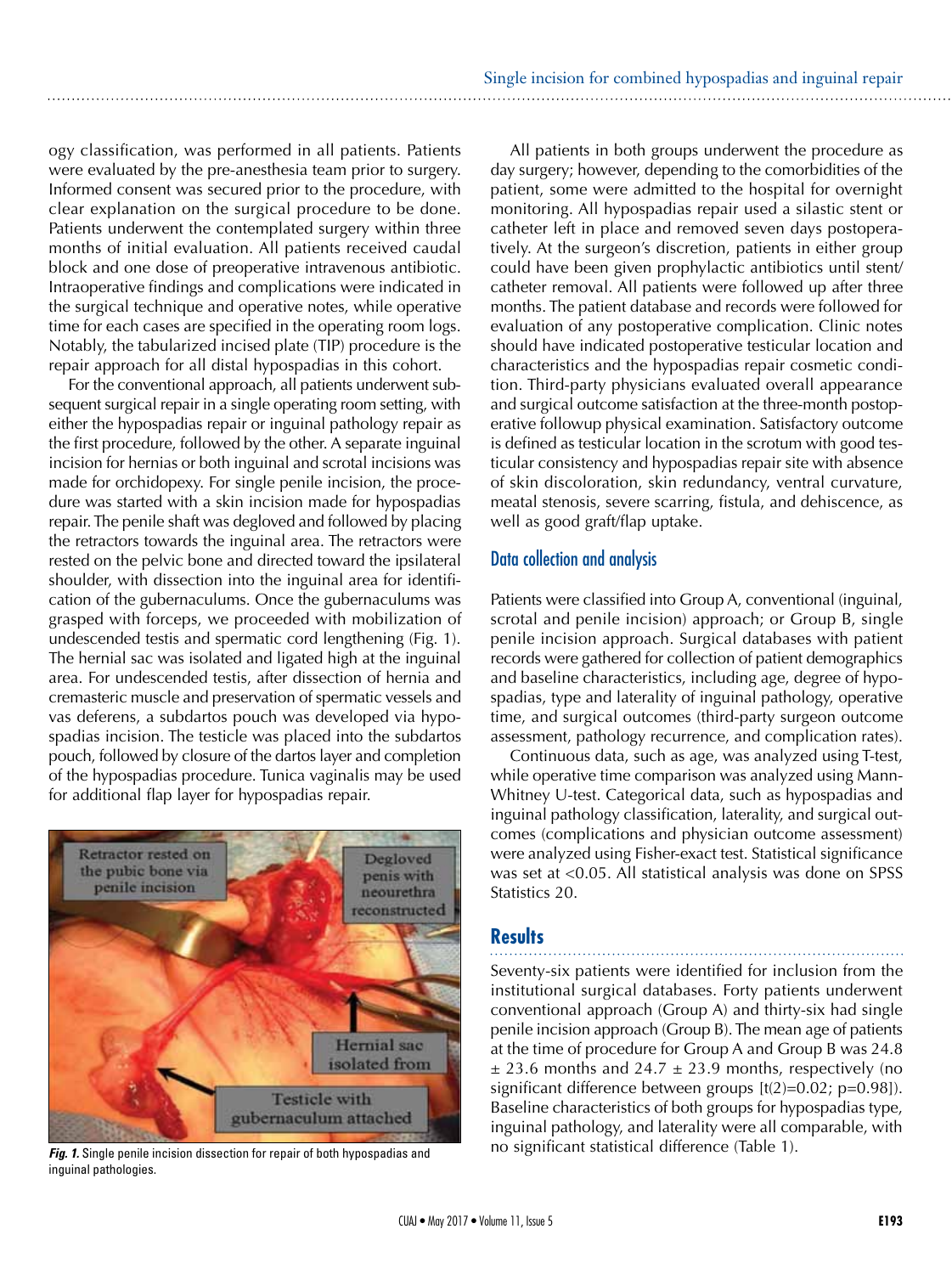ogy classification, was performed in all patients. Patients were evaluated by the pre-anesthesia team prior to surgery. Informed consent was secured prior to the procedure, with clear explanation on the surgical procedure to be done. Patients underwent the contemplated surgery within three months of initial evaluation. All patients received caudal block and one dose of preoperative intravenous antibiotic. Intraoperative findings and complications were indicated in the surgical technique and operative notes, while operative time for each cases are specified in the operating room logs. Notably, the tabularized incised plate (TIP) procedure is the repair approach for all distal hypospadias in this cohort.

For the conventional approach, all patients underwent subsequent surgical repair in a single operating room setting, with either the hypospadias repair or inguinal pathology repair as the first procedure, followed by the other. A separate inguinal incision for hernias or both inguinal and scrotal incisions was made for orchidopexy. For single penile incision, the procedure was started with a skin incision made for hypospadias repair. The penile shaft was degloved and followed by placing the retractors towards the inguinal area. The retractors were rested on the pelvic bone and directed toward the ipsilateral shoulder, with dissection into the inguinal area for identification of the gubernaculums. Once the gubernaculums was grasped with forceps, we proceeded with mobilization of undescended testis and spermatic cord lengthening (Fig. 1). The hernial sac was isolated and ligated high at the inguinal area. For undescended testis, after dissection of hernia and cremasteric muscle and preservation of spermatic vessels and vas deferens, a subdartos pouch was developed via hypospadias incision. The testicle was placed into the subdartos pouch, followed by closure of the dartos layer and completion of the hypospadias procedure. Tunica vaginalis may be used for additional flap layer for hypospadias repair.

***Fig. 1.*** Single penile incision dissection for repair of both hypospadias and inguinal pathologies.

All patients in both groups underwent the procedure as day surgery; however, depending to the comorbidities of the patient, some were admitted to the hospital for overnight monitoring. All hypospadias repair used a silastic stent or catheter left in place and removed seven days postoperatively. At the surgeon's discretion, patients in either group could have been given prophylactic antibiotics until stent/catheter removal. All patients were followed up after three months. The patient database and records were followed for evaluation of any postoperative complication. Clinic notes should have indicated postoperative testicular location and characteristics and the hypospadias repair cosmetic condition. Third-party physicians evaluated overall appearance and surgical outcome satisfaction at the three-month postoperative followup physical examination. Satisfactory outcome is defined as testicular location in the scrotum with good testicular consistency and hypospadias repair site with absence of skin discoloration, skin redundancy, ventral curvature, meatal stenosis, severe scarring, fistula, and dehiscence, as well as good graft/flap uptake.

### Data collection and analysis

Patients were classified into Group A, conventional (inguinal, scrotal and penile incision) approach; or Group B, single penile incision approach. Surgical databases with patient records were gathered for collection of patient demographics and baseline characteristics, including age, degree of hypospadias, type and laterality of inguinal pathology, operative time, and surgical outcomes (third-party surgeon outcome assessment, pathology recurrence, and complication rates).

Continuous data, such as age, was analyzed using T-test, while operative time comparison was analyzed using Mann-Whitney U-test. Categorical data, such as hypospadias and inguinal pathology classification, laterality, and surgical outcomes (complications and physician outcome assessment) were analyzed using Fisher-exact test. Statistical significance was set at <0.05. All statistical analysis was done on SPSS Statistics 20.

## Results

Seventy-six patients were identified for inclusion from the institutional surgical databases. Forty patients underwent conventional approach (Group A) and thirty-six had single penile incision approach (Group B). The mean age of patients at the time of procedure for Group A and Group B was 24.8 ± 23.6 months and 24.7 ± 23.9 months, respectively (no significant difference between groups [$t(2)=0.02$; $p=0.98$]). Baseline characteristics of both groups for hypospadias type, inguinal pathology, and laterality were all comparable, with no significant statistical difference (Table 1).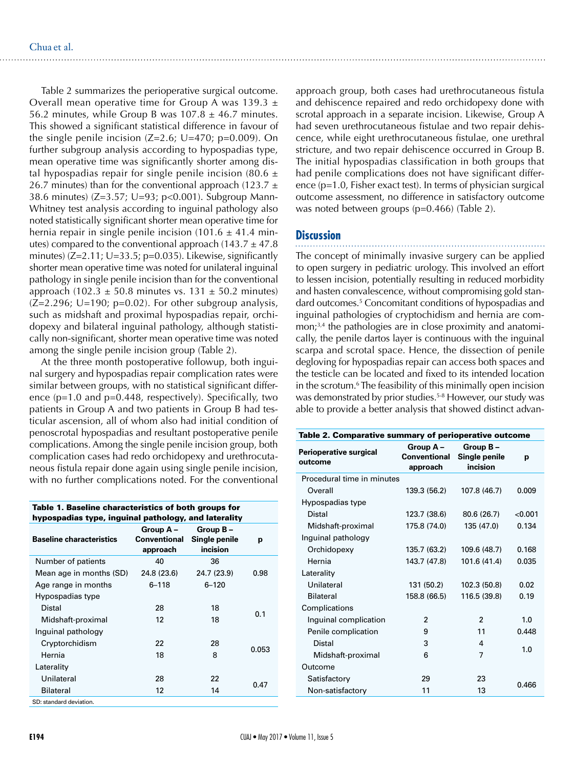Table 2 summarizes the perioperative surgical outcome. Overall mean operative time for Group A was 139.3 ± 56.2 minutes, while Group B was 107.8 ± 46.7 minutes. This showed a significant statistical difference in favour of the single penile incision (Z=2.6; U=470; p=0.009). On further subgroup analysis according to hypospadias type, mean operative time was significantly shorter among distal hypospadias repair for single penile incision (80.6 ± 26.7 minutes) than for the conventional approach (123.7 ± 38.6 minutes) (Z=3.57; U=93; p<0.001). Subgroup Mann-Whitney test analysis according to inguinal pathology also noted statistically significant shorter mean operative time for hernia repair in single penile incision (101.6 ± 41.4 minutes) compared to the conventional approach (143.7 ± 47.8 minutes) (Z=2.11; U=33.5; p=0.035). Likewise, significantly shorter mean operative time was noted for unilateral inguinal pathology in single penile incision than for the conventional approach (102.3 ± 50.8 minutes vs. 131 ± 50.2 minutes) (Z=2.296; U=190; p=0.02). For other subgroup analysis, such as midshaft and proximal hypospadias repair, orchidopexy and bilateral inguinal pathology, although statistically non-significant, shorter mean operative time was noted among the single penile incision group (Table 2).

At the three month postoperative followup, both inguinal surgery and hypospadias repair complication rates were similar between groups, with no statistical significant difference (p=1.0 and p=0.448, respectively). Specifically, two patients in Group A and two patients in Group B had testicular ascension, all of whom also had initial condition of penoscrotal hypospadias and resultant postoperative penile complications. Among the single penile incision group, both complication cases had redo orchidopexy and urethrocutaneous fistula repair done again using single penile incision, with no further complications noted. For the conventional approach group, both cases had urethrocutaneous fistula and dehiscence repaired and redo orchidopexy done with scrotal approach in a separate incision. Likewise, Group A had seven urethrocutaneous fistulae and two repair dehiscence, while eight urethrocutaneous fistulae, one urethral stricture, and two repair dehiscence occurred in Group B. The initial hypospadias classification in both groups that had penile complications does not have significant difference (p=1.0, Fisher exact test). In terms of physician surgical outcome assessment, no difference in satisfactory outcome was noted between groups (p=0.466) (Table 2).

**Table 1. Baseline characteristics of both groups for hypospadias type, inguinal pathology, and laterality**

| Baseline characteristics | Group A – Conventional approach | Group B – Single penile incision | p |
|---|---|---|---|
| Number of patients | 40 | 36 | |
| Mean age in months (SD) | 24.8 (23.6) | 24.7 (23.9) | 0.98 |
| Age range in months | 6–118 | 6–120 | |
| Hypospadias type | | | |
| Distal | 28 | 18 | 0.1 |
| Midshaft-proximal | 12 | 18 | |
| Inguinal pathology | | | |
| Cryptorchidism | 22 | 28 | 0.053 |
| Hernia | 18 | 8 | |
| Laterality | | | |
| Unilateral | 28 | 22 | 0.47 |
| Bilateral | 12 | 14 | |

SD: standard deviation.

## Discussion

The concept of minimally invasive surgery can be applied to open surgery in pediatric urology. This involved an effort to lessen incision, potentially resulting in reduced morbidity and hasten convalescence, without compromising gold standard outcomes.[5] Concomitant conditions of hypospadias and inguinal pathologies of cryptochidism and hernia are common;[3,4] the pathologies are in close proximity and anatomically, the penile dartos layer is continuous with the inguinal scarpa and scrotal space. Hence, the dissection of penile degloving for hypospadias repair can access both spaces and the testicle can be located and fixed to its intended location in the scrotum.[6] The feasibility of this minimally open incision was demonstrated by prior studies.[5-8] However, our study was able to provide a better analysis that showed distinct advan-

**Table 2. Comparative summary of perioperative outcome**

| Perioperative surgical outcome | Group A – Conventional approach | Group B – Single penile incision | p |
|---|---|---|---|
| Procedural time in minutes | | | |
| Overall | 139.3 (56.2) | 107.8 (46.7) | 0.009 |
| Hypospadias type | | | |
| Distal | 123.7 (38.6) | 80.6 (26.7) | <0.001 |
| Midshaft-proximal | 175.8 (74.0) | 135 (47.0) | 0.134 |
| Inguinal pathology | | | |
| Orchidopexy | 135.7 (63.2) | 109.6 (48.7) | 0.168 |
| Hernia | 143.7 (47.8) | 101.6 (41.4) | 0.035 |
| Laterality | | | |
| Unilateral | 131 (50.2) | 102.3 (50.8) | 0.02 |
| Bilateral | 158.8 (66.5) | 116.5 (39.8) | 0.19 |
| Complications | | | |
| Inguinal complication | 2 | 2 | 1.0 |
| Penile complication | 9 | 11 | 0.448 |
| Distal | 3 | 4 | 1.0 |
| Midshaft-proximal | 6 | 7 | |
| Outcome | | | |
| Satisfactory | 29 | 23 | 0.466 |
| Non-satisfactory | 11 | 13 | |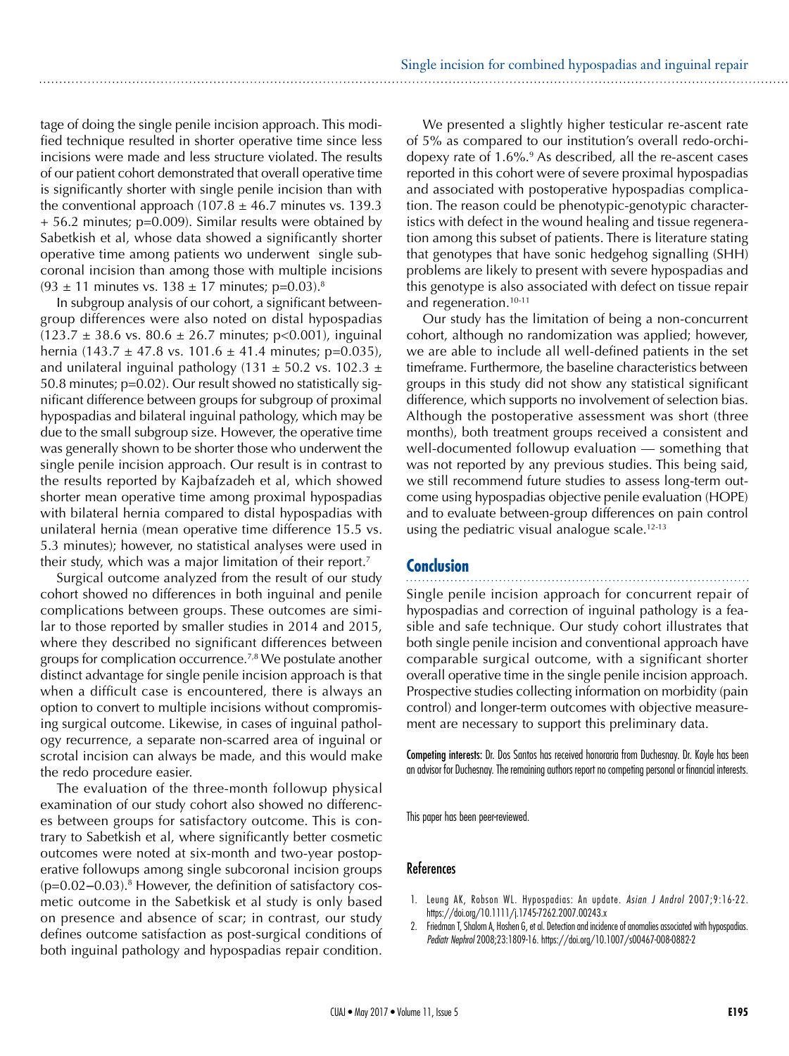tage of doing the single penile incision approach. This modified technique resulted in shorter operative time since less incisions were made and less structure violated. The results of our patient cohort demonstrated that overall operative time is significantly shorter with single penile incision than with the conventional approach (107.8 ± 46.7 minutes vs. 139.3 + 56.2 minutes; p=0.009). Similar results were obtained by Sabetkish et al, whose data showed a significantly shorter operative time among patients wo underwent single subcoronal incision than among those with multiple incisions (93 ± 11 minutes vs. 138 ± 17 minutes; p=0.03).[8]

In subgroup analysis of our cohort, a significant between-group differences were also noted on distal hypospadias (123.7 ± 38.6 vs. 80.6 ± 26.7 minutes; p<0.001), inguinal hernia (143.7 ± 47.8 vs. 101.6 ± 41.4 minutes; p=0.035), and unilateral inguinal pathology (131 ± 50.2 vs. 102.3 ± 50.8 minutes; p=0.02). Our result showed no statistically significant difference between groups for subgroup of proximal hypospadias and bilateral inguinal pathology, which may be due to the small subgroup size. However, the operative time was generally shown to be shorter those who underwent the single penile incision approach. Our result is in contrast to the results reported by Kajbafzadeh et al, which showed shorter mean operative time among proximal hypospadias with bilateral hernia compared to distal hypospadias with unilateral hernia (mean operative time difference 15.5 vs. 5.3 minutes); however, no statistical analyses were used in their study, which was a major limitation of their report.[7]

Surgical outcome analyzed from the result of our study cohort showed no differences in both inguinal and penile complications between groups. These outcomes are similar to those reported by smaller studies in 2014 and 2015, where they described no significant differences between groups for complication occurrence.[7,8] We postulate another distinct advantage for single penile incision approach is that when a difficult case is encountered, there is always an option to convert to multiple incisions without compromising surgical outcome. Likewise, in cases of inguinal pathology recurrence, a separate non-scarred area of inguinal or scrotal incision can always be made, and this would make the redo procedure easier.

The evaluation of the three-month followup physical examination of our study cohort also showed no differences between groups for satisfactory outcome. This is contrary to Sabetkish et al, where significantly better cosmetic outcomes were noted at six-month and two-year postoperative followups among single subcoronal incision groups (p=0.02–0.03).[8] However, the definition of satisfactory cosmetic outcome in the Sabetkisk et al study is only based on presence and absence of scar; in contrast, our study defines outcome satisfaction as post-surgical conditions of both inguinal pathology and hypospadias repair condition.

We presented a slightly higher testicular re-ascent rate of 5% as compared to our institution's overall redo-orchidopexy rate of 1.6%.[9] As described, all the re-ascent cases reported in this cohort were of severe proximal hypospadias and associated with postoperative hypospadias complication. The reason could be phenotypic-genotypic characteristics with defect in the wound healing and tissue regeneration among this subset of patients. There is literature stating that genotypes that have sonic hedgehog signalling (SHH) problems are likely to present with severe hypospadias and this genotype is also associated with defect on tissue repair and regeneration.[10-11]

Our study has the limitation of being a non-concurrent cohort, although no randomization was applied; however, we are able to include all well-defined patients in the set timeframe. Furthermore, the baseline characteristics between groups in this study did not show any statistical significant difference, which supports no involvement of selection bias. Although the postoperative assessment was short (three months), both treatment groups received a consistent and well-documented followup evaluation — something that was not reported by any previous studies. This being said, we still recommend future studies to assess long-term outcome using hypospadias objective penile evaluation (HOPE) and to evaluate between-group differences on pain control using the pediatric visual analogue scale.[12-13]

## Conclusion

Single penile incision approach for concurrent repair of hypospadias and correction of inguinal pathology is a feasible and safe technique. Our study cohort illustrates that both single penile incision and conventional approach have comparable surgical outcome, with a significant shorter overall operative time in the single penile incision approach. Prospective studies collecting information on morbidity (pain control) and longer-term outcomes with objective measurement are necessary to support this preliminary data.

**Competing interests:** Dr. Dos Santos has received honoraria from Duchesnay. Dr. Koyle has been an advisor for Duchesnay. The remaining authors report no competing personal or financial interests.

This paper has been peer-reviewed.

## References

1. Leung AK, Robson WL. Hypospadias: An update. *Asian J Androl* 2007;9:16-22. https://doi.org/10.1111/j.1745-7262.2007.00243.x
2. Friedman T, Shalom A, Hoshen G, et al. Detection and incidence of anomalies associated with hypospadias. *Pediatr Nephrol* 2008;23:1809-16. https://doi.org/10.1007/s00467-008-0882-2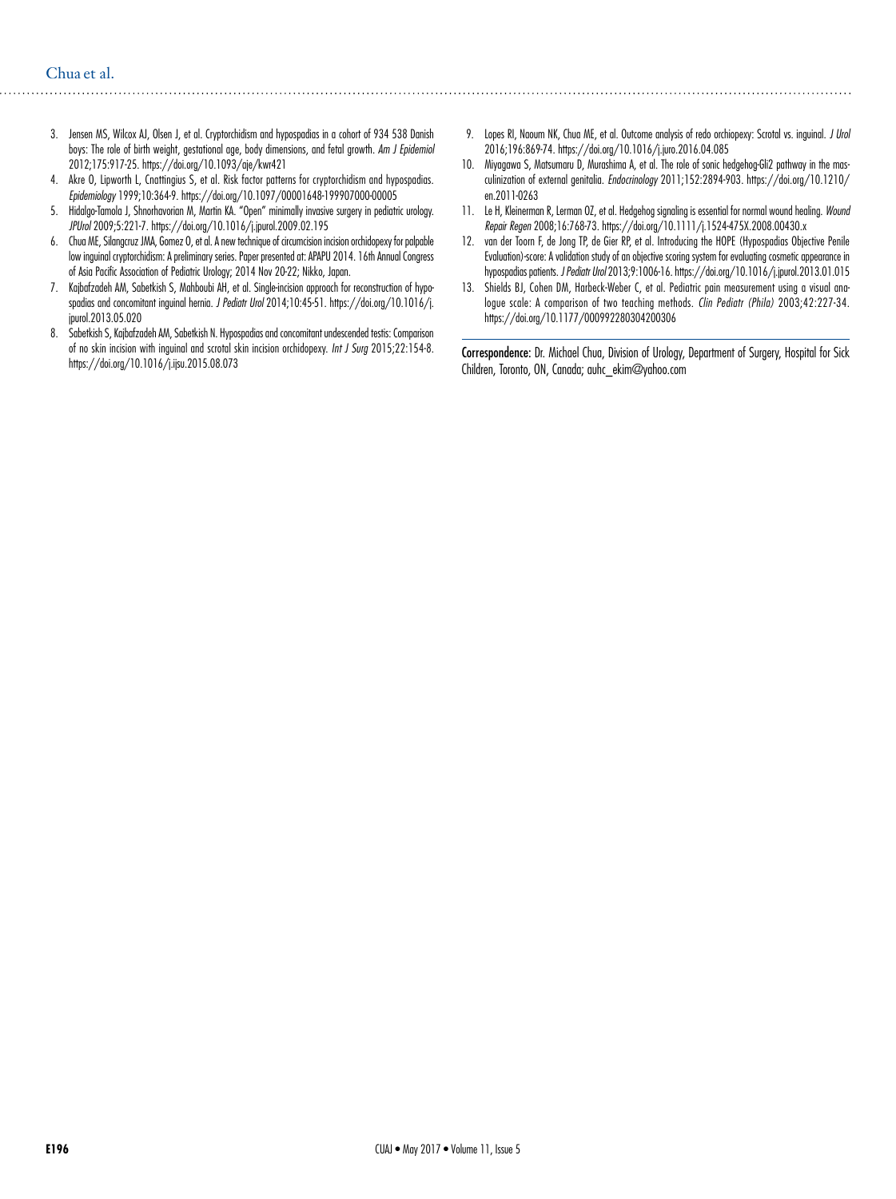3. Jensen MS, Wilcox AJ, Olsen J, et al. Cryptorchidism and hypospadias in a cohort of 934 538 Danish boys: The role of birth weight, gestational age, body dimensions, and fetal growth. *Am J Epidemiol* 2012;175:917-25. https://doi.org/10.1093/aje/kwr421
4. Akre O, Lipworth L, Cnattingius S, et al. Risk factor patterns for cryptorchidism and hypospadias. *Epidemiology* 1999;10:364-9. https://doi.org/10.1097/00001648-199907000-00005
5. Hidalgo-Tamola J, Shnorhavorian M, Martin KA. "Open" minimally invasive surgery in pediatric urology. *JPUrol* 2009;5:221-7. https://doi.org/10.1016/j.jpurol.2009.02.195
6. Chua ME, Silangcruz JMA, Gomez O, et al. A new technique of circumcision incision orchidopexy for palpable low inguinal cryptorchidism: A preliminary series. Paper presented at: APAPU 2014. 16th Annual Congress of Asia Pacific Association of Pediatric Urology; 2014 Nov 20-22; Nikko, Japan.
7. Kajbafzadeh AM, Sabetkish S, Mahboubi AH, et al. Single-incision approach for reconstruction of hypospadias and concomitant inguinal hernia. *J Pediatr Urol* 2014;10:45-51. https://doi.org/10.1016/j.jpurol.2013.05.020
8. Sabetkish S, Kajbafzadeh AM, Sabetkish N. Hypospadias and concomitant undescended testis: Comparison of no skin incision with inguinal and scrotal skin incision orchidopexy. *Int J Surg* 2015;22:154-8. https://doi.org/10.1016/j.ijsu.2015.08.073
9. Lopes RI, Naoum NK, Chua ME, et al. Outcome analysis of redo orchiopexy: Scrotal vs. inguinal. *J Urol* 2016;196:869-74. https://doi.org/10.1016/j.juro.2016.04.085
10. Miyagawa S, Matsumaru D, Murashima A, et al. The role of sonic hedgehog-Gli2 pathway in the masculinization of external genitalia. *Endocrinology* 2011;152:2894-903. https://doi.org/10.1210/en.2011-0263
11. Le H, Kleinerman R, Lerman OZ, et al. Hedgehog signaling is essential for normal wound healing. *Wound Repair Regen* 2008;16:768-73. https://doi.org/10.1111/j.1524-475X.2008.00430.x
12. van der Toorn F, de Jong TP, de Gier RP, et al. Introducing the HOPE (Hypospadias Objective Penile Evaluation)-score: A validation study of an objective scoring system for evaluating cosmetic appearance in hypospadias patients. *J Pediatr Urol* 2013;9:1006-16. https://doi.org/10.1016/j.jpurol.2013.01.015
13. Shields BJ, Cohen DM, Harbeck-Weber C, et al. Pediatric pain measurement using a visual analogue scale: A comparison of two teaching methods. *Clin Pediatr (Phila)* 2003;42:227-34. https://doi.org/10.1177/000992280304200306

**Correspondence:** Dr. Michael Chua, Division of Urology, Department of Surgery, Hospital for Sick Children, Toronto, ON, Canada; auhc_ekim@yahoo.com